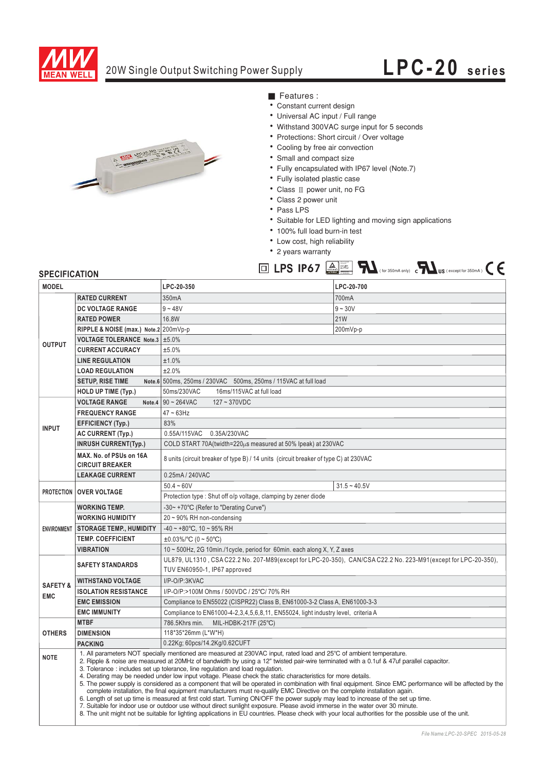# 20W Single Output Switching Power Supply

## LPC-20 series

■ Features :

- Constant current design
- Universal AC input / Full range
- Withstand 300VAC surge input for 5 seconds
- Protections: Short circuit / Over voltage
- Cooling by free air convection
- Small and compact size
- Fully encapsulated with IP67 level (Note.7)
- Fully isolated plastic case
- Class Ⅱ power unit, no FG
- Class 2 power unit
- Pass LPS
- Suitable for LED lighting and moving sign applications
- 100% full load burn-in test
- Low cost, high reliability
- 2 years warranty

LPS IP67 (for 350mA only) (except for 350mA) CE

## SPECIFICATION

| MODEL | | LPC-20-350 | LPC-20-700 |
|---|---|---|---|
| OUTPUT | RATED CURRENT | 350mA | 700mA |
| | DC VOLTAGE RANGE | 9 ~ 48V | 9 ~ 30V |
| | RATED POWER | 16.8W | 21W |
| | RIPPLE & NOISE (max.) Note.2 | 200mVp-p | 200mVp-p |
| | VOLTAGE TOLERANCE Note.3 | ±5.0% | |
| | CURRENT ACCURACY | ±5.0% | |
| | LINE REGULATION | ±1.0% | |
| | LOAD REGULATION | ±2.0% | |
| | SETUP, RISE TIME Note.6 | 500ms, 250ms / 230VAC 500ms, 250ms / 115VAC at full load | |
| | HOLD UP TIME (Typ.) | 50ms/230VAC 16ms/115VAC at full load | |
| INPUT | VOLTAGE RANGE Note.4 | 90 ~ 264VAC 127 ~ 370VDC | |
| | FREQUENCY RANGE | 47 ~ 63Hz | |
| | EFFICIENCY (Typ.) | 83% | |
| | AC CURRENT (Typ.) | 0.55A/115VAC 0.35A/230VAC | |
| | INRUSH CURRENT(Typ.) | COLD START 70A(twidth=220µs measured at 50% Ipeak) at 230VAC | |
| | MAX. No. of PSUs on 16A CIRCUIT BREAKER | 8 units (circuit breaker of type B) / 14 units (circuit breaker of type C) at 230VAC | |
| | LEAKAGE CURRENT | 0.25mA / 240VAC | |
| PROTECTION | OVER VOLTAGE | 50.4 ~ 60V | 31.5 ~ 40.5V |
| | | Protection type : Shut off o/p voltage, clamping by zener diode | |
| ENVIRONMENT | WORKING TEMP. | -30~ +70℃ (Refer to "Derating Curve") | |
| | WORKING HUMIDITY | 20 ~ 90% RH non-condensing | |
| | STORAGE TEMP., HUMIDITY | -40 ~ +80℃, 10 ~ 95% RH | |
| | TEMP. COEFFICIENT | ±0.03%/℃ (0 ~ 50℃) | |
| | VIBRATION | 10 ~ 500Hz, 2G 10min./1cycle, period for 60min. each along X, Y, Z axes | |
| SAFETY & EMC | SAFETY STANDARDS | UL879, UL1310 , CSA C22.2 No. 207-M89(except for LPC-20-350), CAN/CSA C22.2 No. 223-M91(except for LPC-20-350), TUV EN60950-1, IP67 approved | |
| | WITHSTAND VOLTAGE | I/P-O/P:3KVAC | |
| | ISOLATION RESISTANCE | I/P-O/P:>100M Ohms / 500VDC / 25℃/ 70% RH | |
| | EMC EMISSION | Compliance to EN55022 (CISPR22) Class B, EN61000-3-2 Class A, EN61000-3-3 | |
| | EMC IMMUNITY | Compliance to EN61000-4-2,3,4,5,6,8,11, EN55024, light industry level, criteria A | |
| OTHERS | MTBF | 786.5Khrs min. MIL-HDBK-217F (25℃) | |
| | DIMENSION | 118*35*26mm (L*W*H) | |
| | PACKING | 0.22Kg; 60pcs/14.2Kg/0.62CUFT | |

**NOTE**

1. All parameters NOT specially mentioned are measured at 230VAC input, rated load and 25℃ of ambient temperature.
2. Ripple & noise are measured at 20MHz of bandwidth by using a 12" twisted pair-wire terminated with a 0.1uf & 47uf parallel capacitor.
3. Tolerance : includes set up tolerance, line regulation and load regulation.
4. Derating may be needed under low input voltage. Please check the static characteristics for more details.
5. The power supply is considered as a component that will be operated in combination with final equipment. Since EMC performance will be affected by the complete installation, the final equipment manufacturers must re-qualify EMC Directive on the complete installation again.
6. Length of set up time is measured at first cold start. Turning ON/OFF the power supply may lead to increase of the set up time.
7. Suitable for indoor use or outdoor use without direct sunlight exposure. Please avoid immerse in the water over 30 minute.
8. The unit might not be suitable for lighting applications in EU countries. Please check with your local authorities for the possible use of the unit.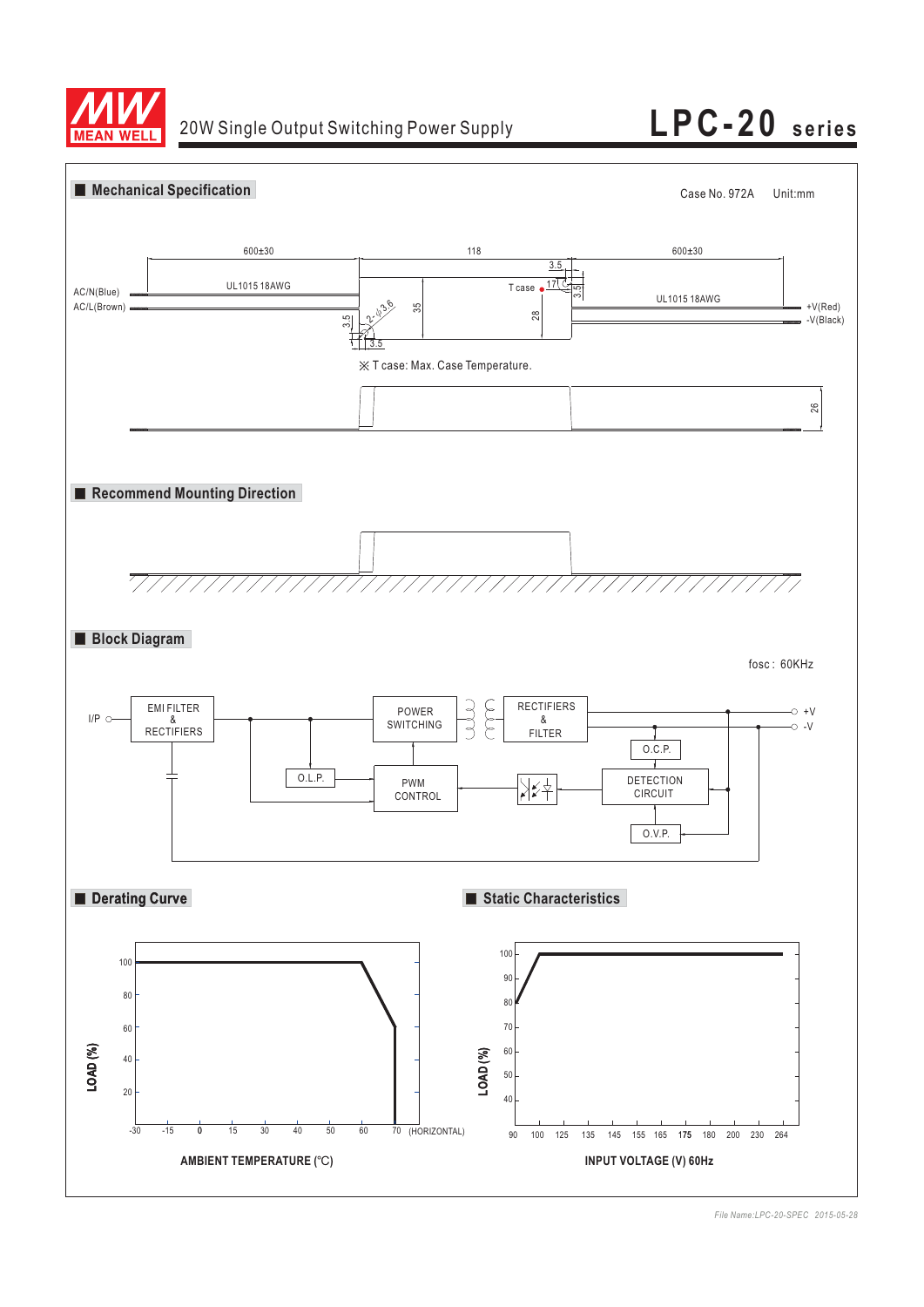20W Single Output Switching Power Supply

# LPC-20 series

## Mechanical Specification

Case No. 972A Unit:mm

600±30
118
600±30
3.5
UL1015 18AWG
T case
17
3.5
AC/N(Blue)
AC/L(Brown)
UL1015 18AWG
+V(Red)
-V(Black)
2-ϕ3.6
35
28
3.5
3.5

※ T case: Max. Case Temperature.

26

## Recommend Mounting Direction

## Block Diagram

fosc : 60KHz

I/P
EMI FILTER & RECTIFIERS
POWER SWITCHING
RECTIFIERS & FILTER
+V
-V
O.C.P.
O.L.P.
PWM CONTROL
DETECTION CIRCUIT
O.V.P.

## Derating Curve

LOAD (%)
100
80
60
40
20
-30 -15 0 15 30 40 50 60 70 (HORIZONTAL)
AMBIENT TEMPERATURE (℃)

## Static Characteristics

LOAD (%)
100
90
80
70
60
50
40
90 100 125 135 145 155 165 175 180 200 230 264
INPUT VOLTAGE (V) 60Hz

File Name:LPC-20-SPEC 2015-05-28